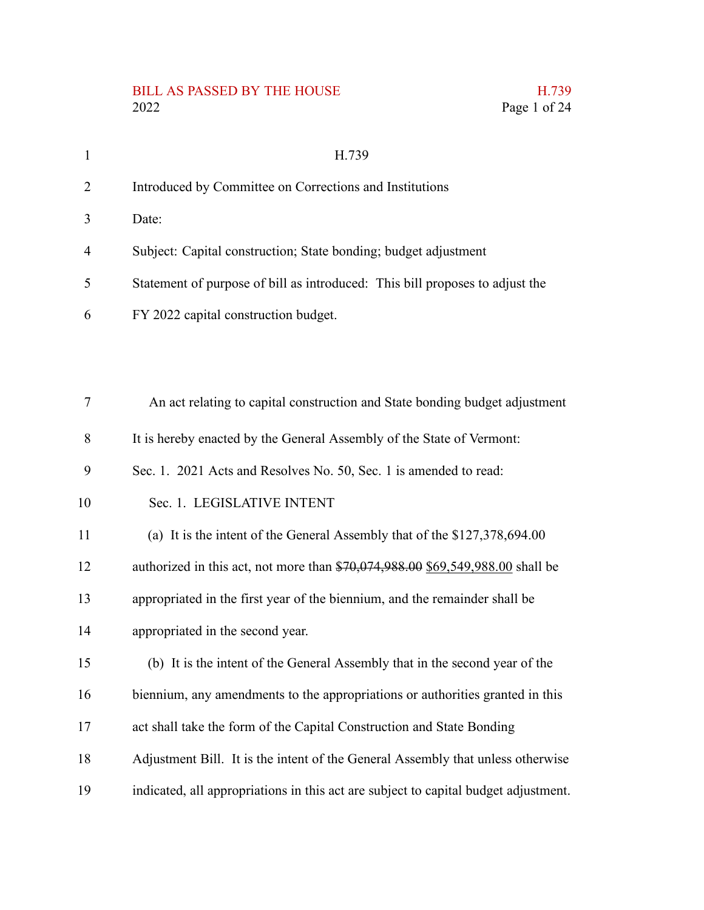H.739

Introduced by Committee on Corrections and Institutions

Date:

Subject: Capital construction; State bonding; budget adjustment

Statement of purpose of bill as introduced: This bill proposes to adjust the FY 2022 capital construction budget.

An act relating to capital construction and State bonding budget adjustment

It is hereby enacted by the General Assembly of the State of Vermont:

Sec. 1. 2021 Acts and Resolves No. 50, Sec. 1 is amended to read:

Sec. 1. LEGISLATIVE INTENT

(a) It is the intent of the General Assembly that of the $127,378,694.00 authorized in this act, not more than ~~$70,074,988.00~~ <u>$69,549,988.00</u> shall be appropriated in the first year of the biennium, and the remainder shall be appropriated in the second year.

(b) It is the intent of the General Assembly that in the second year of the biennium, any amendments to the appropriations or authorities granted in this act shall take the form of the Capital Construction and State Bonding Adjustment Bill. It is the intent of the General Assembly that unless otherwise indicated, all appropriations in this act are subject to capital budget adjustment.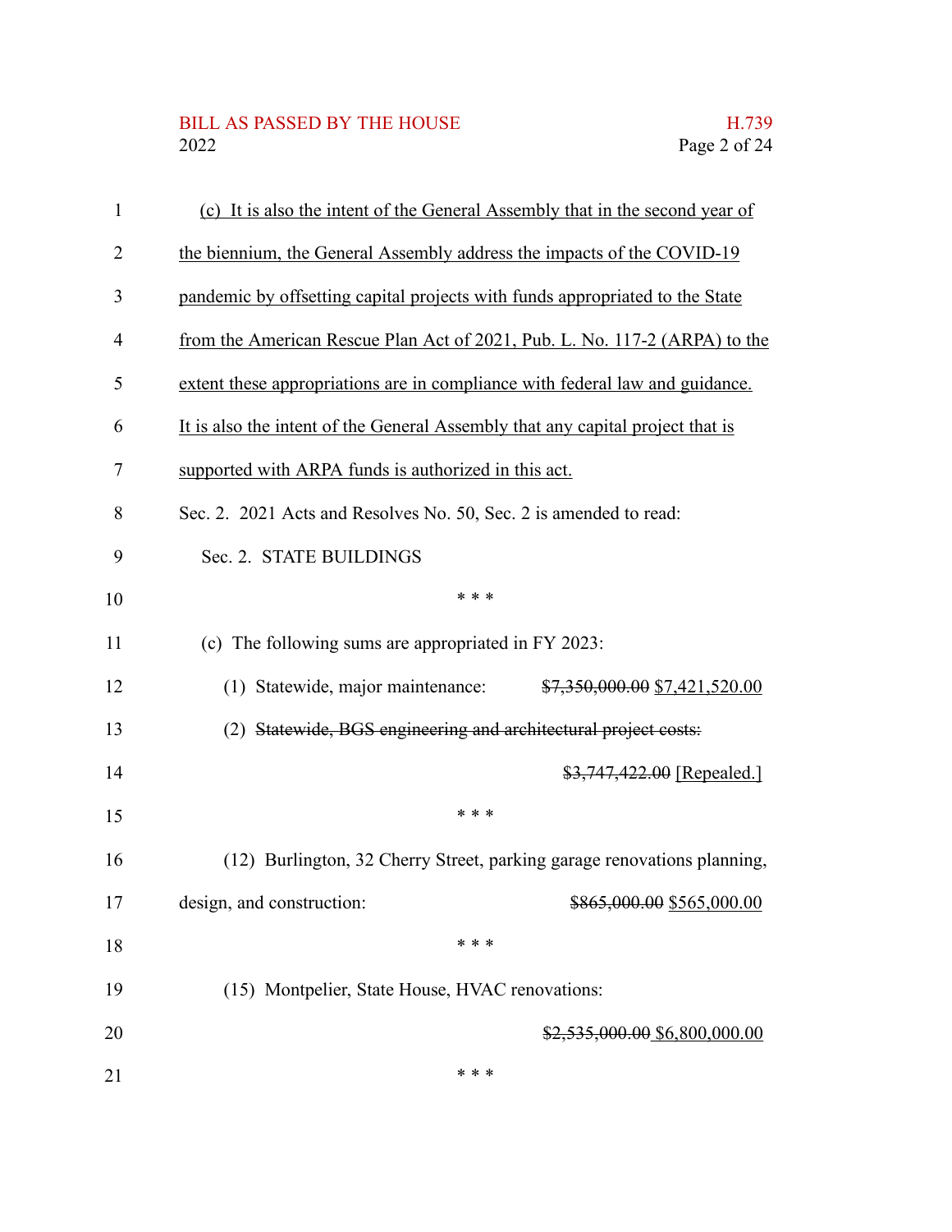(c) It is also the intent of the General Assembly that in the second year of the biennium, the General Assembly address the impacts of the COVID-19 pandemic by offsetting capital projects with funds appropriated to the State from the American Rescue Plan Act of 2021, Pub. L. No. 117-2 (ARPA) to the extent these appropriations are in compliance with federal law and guidance. It is also the intent of the General Assembly that any capital project that is supported with ARPA funds is authorized in this act.

Sec. 2. 2021 Acts and Resolves No. 50, Sec. 2 is amended to read:

Sec. 2. STATE BUILDINGS

\* \* \*

(c) The following sums are appropriated in FY 2023:

(1) Statewide, major maintenance: ~~$7,350,000.00~~ $7,421,520.00

(2) ~~Statewide, BGS engineering and architectural project costs:~~

~~$3,747,422.00~~ [Repealed.]

\* \* \*

(12) Burlington, 32 Cherry Street, parking garage renovations planning, design, and construction: ~~$865,000.00~~ $565,000.00

\* \* \*

(15) Montpelier, State House, HVAC renovations:

~~$2,535,000.00~~ $6,800,000.00

\* \* \*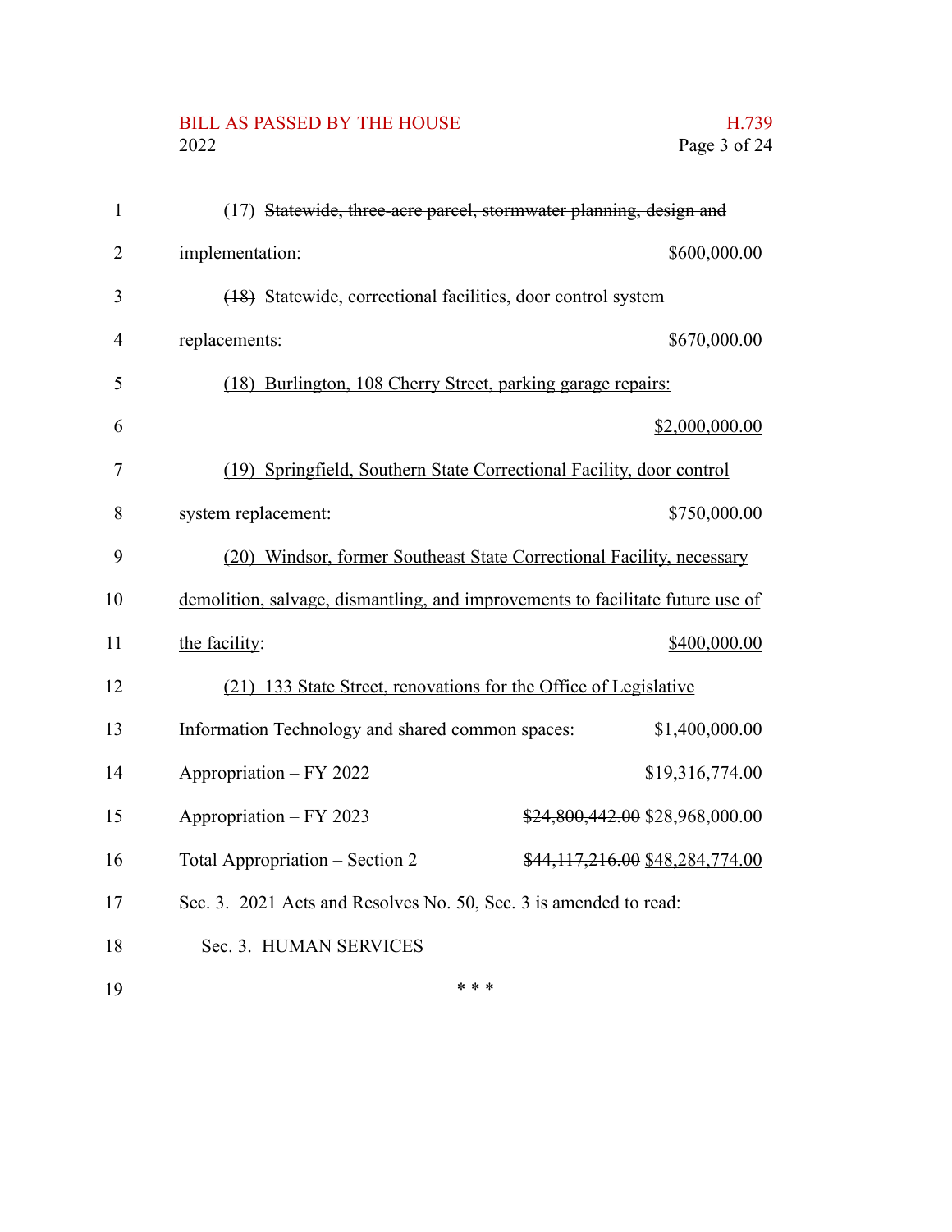(17) ~~Statewide, three-acre parcel, stormwater planning, design and implementation:~~ ~~$600,000.00~~

~~(18)~~ Statewide, correctional facilities, door control system replacements: $670,000.00

<u>(18) Burlington, 108 Cherry Street, parking garage repairs:</u> <u>$2,000,000.00</u>

<u>(19) Springfield, Southern State Correctional Facility, door control system replacement:</u> <u>$750,000.00</u>

<u>(20) Windsor, former Southeast State Correctional Facility, necessary demolition, salvage, dismantling, and improvements to facilitate future use of the facility:</u> <u>$400,000.00</u>

<u>(21) 133 State Street, renovations for the Office of Legislative Information Technology and shared common spaces:</u> <u>$1,400,000.00</u>

Appropriation – FY 2022 $19,316,774.00

Appropriation – FY 2023 ~~$24,800,442.00~~ <u>$28,968,000.00</u>

Total Appropriation – Section 2 ~~$44,117,216.00~~ <u>$48,284,774.00</u>

Sec. 3. 2021 Acts and Resolves No. 50, Sec. 3 is amended to read:

Sec. 3. HUMAN SERVICES

\* \* \*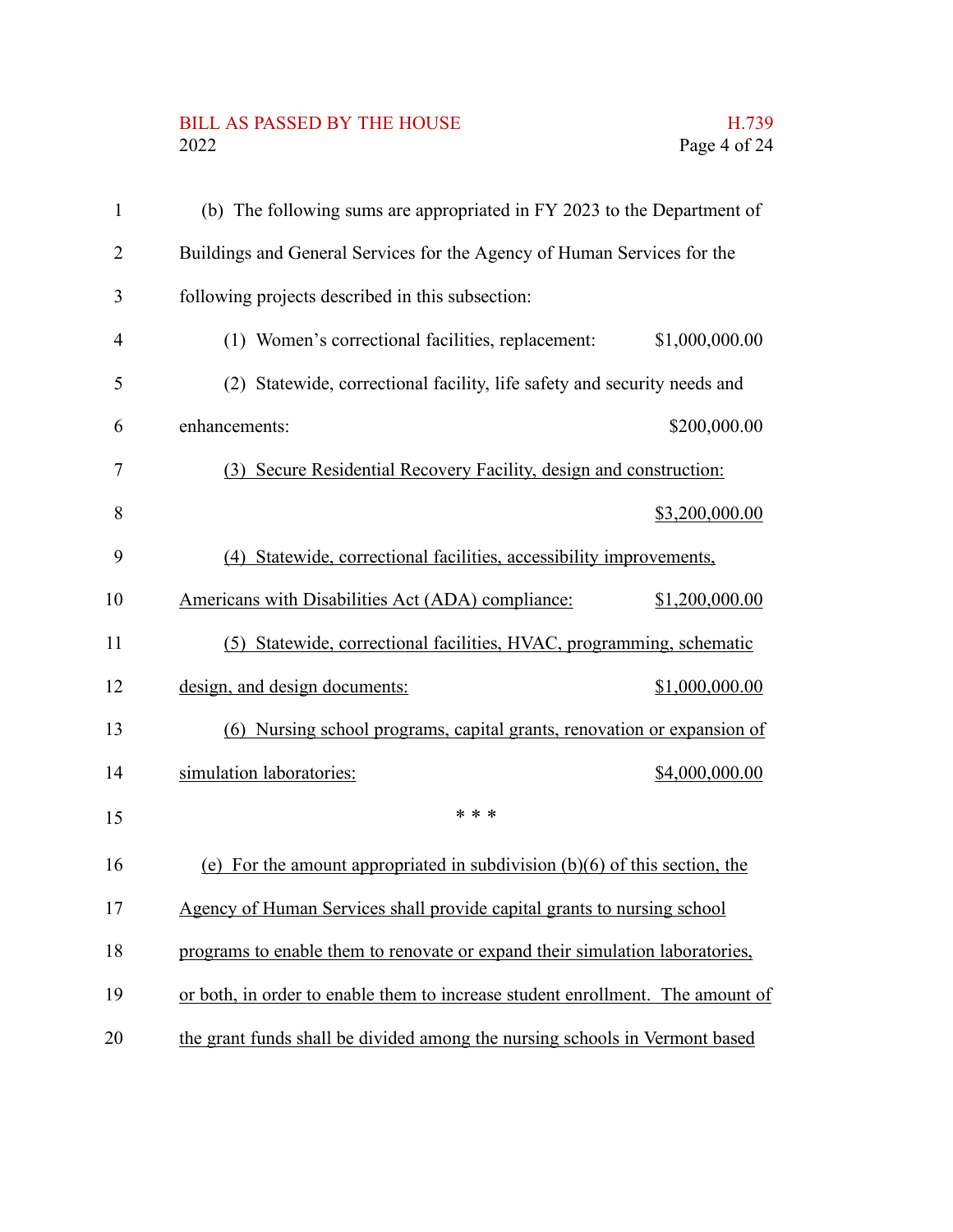(b) The following sums are appropriated in FY 2023 to the Department of Buildings and General Services for the Agency of Human Services for the following projects described in this subsection:

(1) Women's correctional facilities, replacement: $1,000,000.00

(2) Statewide, correctional facility, life safety and security needs and enhancements: $200,000.00

<u>(3) Secure Residential Recovery Facility, design and construction: $3,200,000.00</u>

<u>(4) Statewide, correctional facilities, accessibility improvements, Americans with Disabilities Act (ADA) compliance: $1,200,000.00</u>

<u>(5) Statewide, correctional facilities, HVAC, programming, schematic design, and design documents: $1,000,000.00</u>

<u>(6) Nursing school programs, capital grants, renovation or expansion of simulation laboratories: $4,000,000.00</u>

\* \* \*

<u>(e) For the amount appropriated in subdivision (b)(6) of this section, the Agency of Human Services shall provide capital grants to nursing school programs to enable them to renovate or expand their simulation laboratories, or both, in order to enable them to increase student enrollment. The amount of the grant funds shall be divided among the nursing schools in Vermont based</u>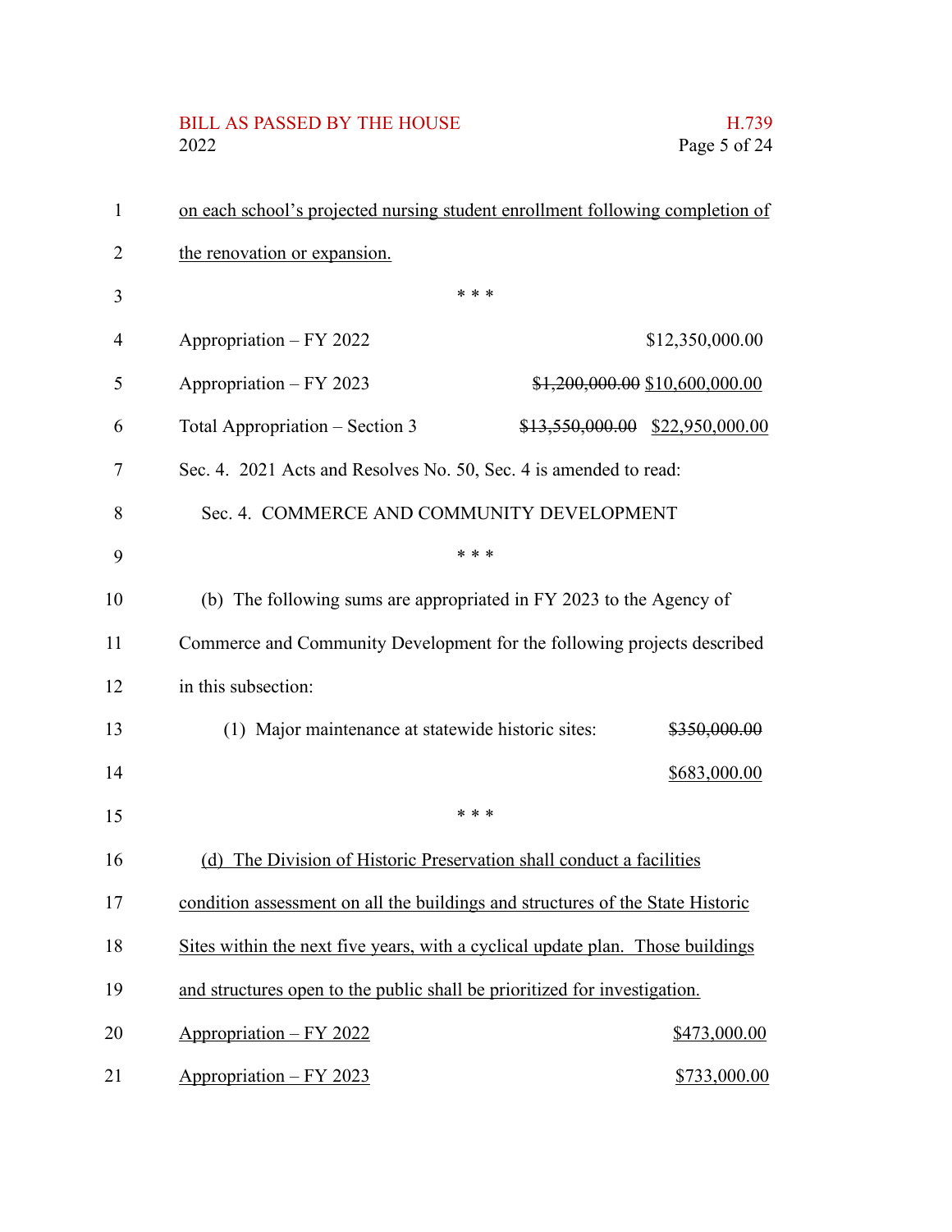<u>on each school's projected nursing student enrollment following completion of the renovation or expansion.</u>

\* \* \*

Appropriation – FY 2022 $12,350,000.00

Appropriation – FY 2023 ~~$1,200,000.00~~ <u>$10,600,000.00</u>

Total Appropriation – Section 3 ~~$13,550,000.00~~ <u>$22,950,000.00</u>

Sec. 4. 2021 Acts and Resolves No. 50, Sec. 4 is amended to read:

Sec. 4. COMMERCE AND COMMUNITY DEVELOPMENT

\* \* \*

(b) The following sums are appropriated in FY 2023 to the Agency of Commerce and Community Development for the following projects described in this subsection:

(1) Major maintenance at statewide historic sites: ~~$350,000.00~~ <u>$683,000.00</u>

\* \* \*

<u>(d) The Division of Historic Preservation shall conduct a facilities condition assessment on all the buildings and structures of the State Historic Sites within the next five years, with a cyclical update plan. Those buildings and structures open to the public shall be prioritized for investigation.</u>

<u>Appropriation – FY 2022</u> <u>$473,000.00</u>

<u>Appropriation – FY 2023</u> <u>$733,000.00</u>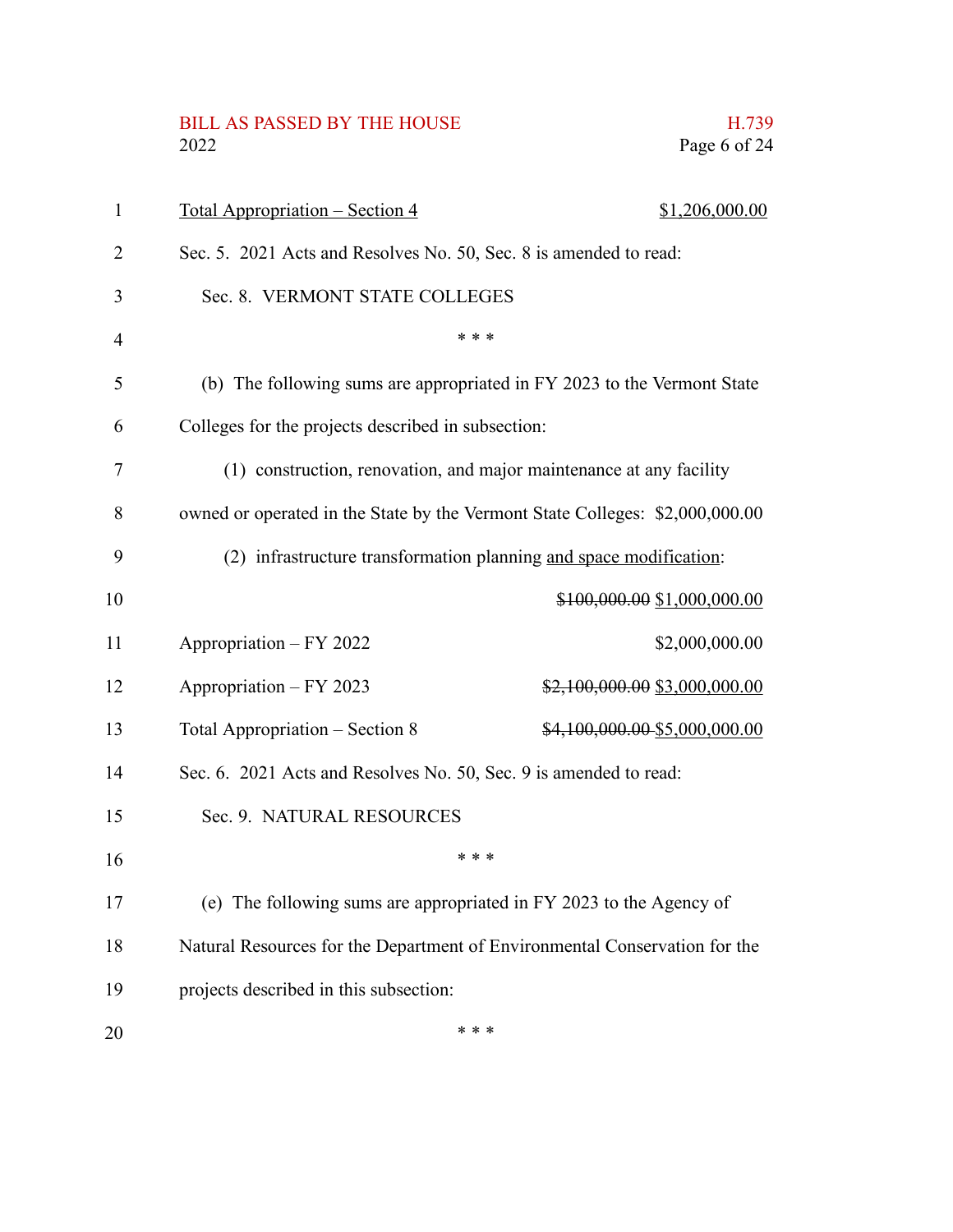<u>Total Appropriation – Section 4</u> <u>$1,206,000.00</u>

Sec. 5. 2021 Acts and Resolves No. 50, Sec. 8 is amended to read:

Sec. 8. VERMONT STATE COLLEGES

\* \* \*

(b) The following sums are appropriated in FY 2023 to the Vermont State Colleges for the projects described in subsection:

(1) construction, renovation, and major maintenance at any facility owned or operated in the State by the Vermont State Colleges: $2,000,000.00

(2) infrastructure transformation planning <u>and space modification</u>: ~~$100,000.00~~ <u>$1,000,000.00</u>

Appropriation – FY 2022 $2,000,000.00

Appropriation – FY 2023 ~~$2,100,000.00~~ <u>$3,000,000.00</u>

Total Appropriation – Section 8 ~~$4,100,000.00~~ <u>$5,000,000.00</u>

Sec. 6. 2021 Acts and Resolves No. 50, Sec. 9 is amended to read:

Sec. 9. NATURAL RESOURCES

\* \* \*

(e) The following sums are appropriated in FY 2023 to the Agency of Natural Resources for the Department of Environmental Conservation for the projects described in this subsection:

\* \* \*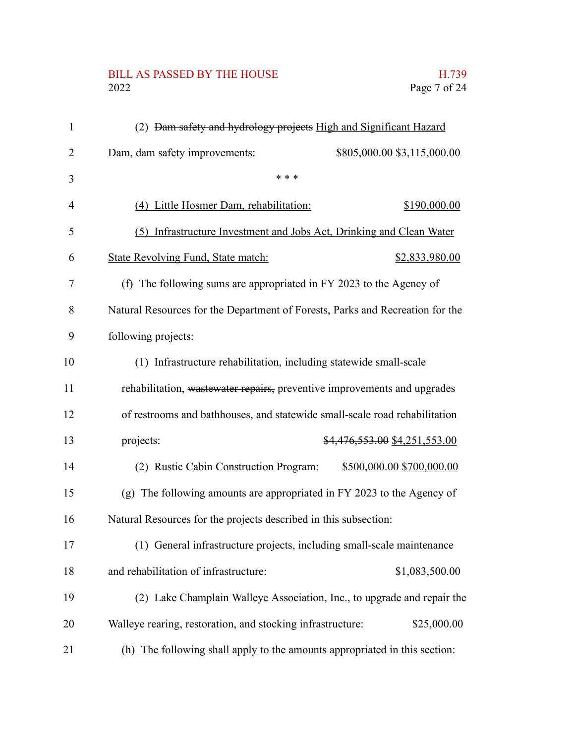(2) ~~Dam safety and hydrology projects~~ <u>High and Significant Hazard Dam, dam safety improvements</u>: ~~$805,000.00~~ <u>$3,115,000.00</u>

\* \* \*

<u>(4) Little Hosmer Dam, rehabilitation: $190,000.00</u>

<u>(5) Infrastructure Investment and Jobs Act, Drinking and Clean Water State Revolving Fund, State match: $2,833,980.00</u>

(f) The following sums are appropriated in FY 2023 to the Agency of Natural Resources for the Department of Forests, Parks and Recreation for the following projects:

(1) Infrastructure rehabilitation, including statewide small-scale rehabilitation, ~~wastewater repairs,~~ preventive improvements and upgrades of restrooms and bathhouses, and statewide small-scale road rehabilitation projects: ~~$4,476,553.00~~ <u>$4,251,553.00</u>

(2) Rustic Cabin Construction Program: ~~$500,000.00~~ <u>$700,000.00</u>

(g) The following amounts are appropriated in FY 2023 to the Agency of Natural Resources for the projects described in this subsection:

(1) General infrastructure projects, including small-scale maintenance and rehabilitation of infrastructure: $1,083,500.00

(2) Lake Champlain Walleye Association, Inc., to upgrade and repair the Walleye rearing, restoration, and stocking infrastructure: $25,000.00

<u>(h) The following shall apply to the amounts appropriated in this section:</u>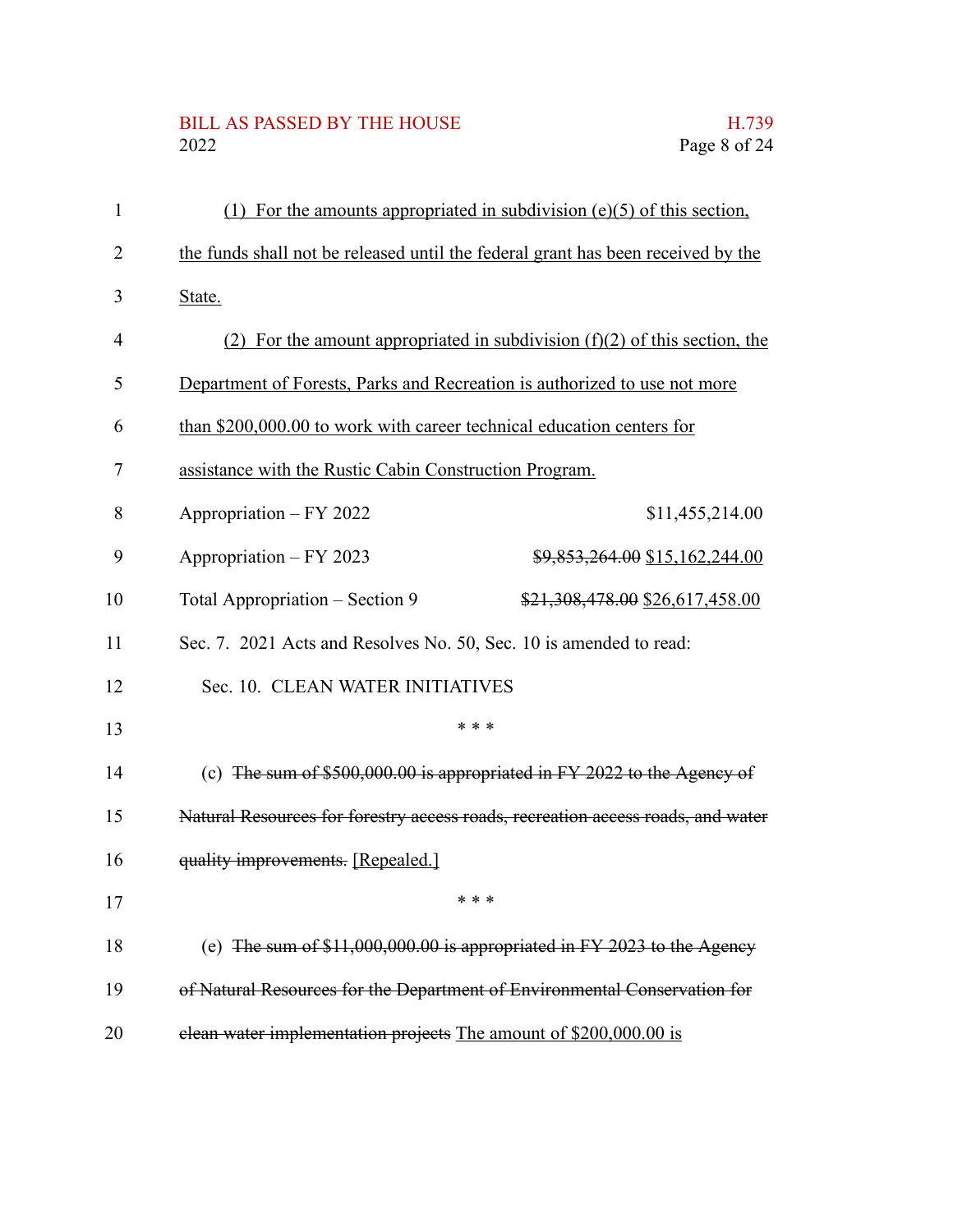(1) For the amounts appropriated in subdivision (e)(5) of this section, the funds shall not be released until the federal grant has been received by the State.

(2) For the amount appropriated in subdivision (f)(2) of this section, the Department of Forests, Parks and Recreation is authorized to use not more than $200,000.00 to work with career technical education centers for assistance with the Rustic Cabin Construction Program.

| | |
|---|---|
| Appropriation – FY 2022 | $11,455,214.00 |
| Appropriation – FY 2023 | ~~$9,853,264.00~~ $15,162,244.00 |
| Total Appropriation – Section 9 | ~~$21,308,478.00~~ $26,617,458.00 |

Sec. 7. 2021 Acts and Resolves No. 50, Sec. 10 is amended to read:

Sec. 10. CLEAN WATER INITIATIVES

\* \* \*

(c) ~~The sum of $500,000.00 is appropriated in FY 2022 to the Agency of Natural Resources for forestry access roads, recreation access roads, and water quality improvements.~~ [Repealed.]

\* \* \*

(e) ~~The sum of $11,000,000.00 is appropriated in FY 2023 to the Agency of Natural Resources for the Department of Environmental Conservation for clean water implementation projects~~ The amount of $200,000.00 is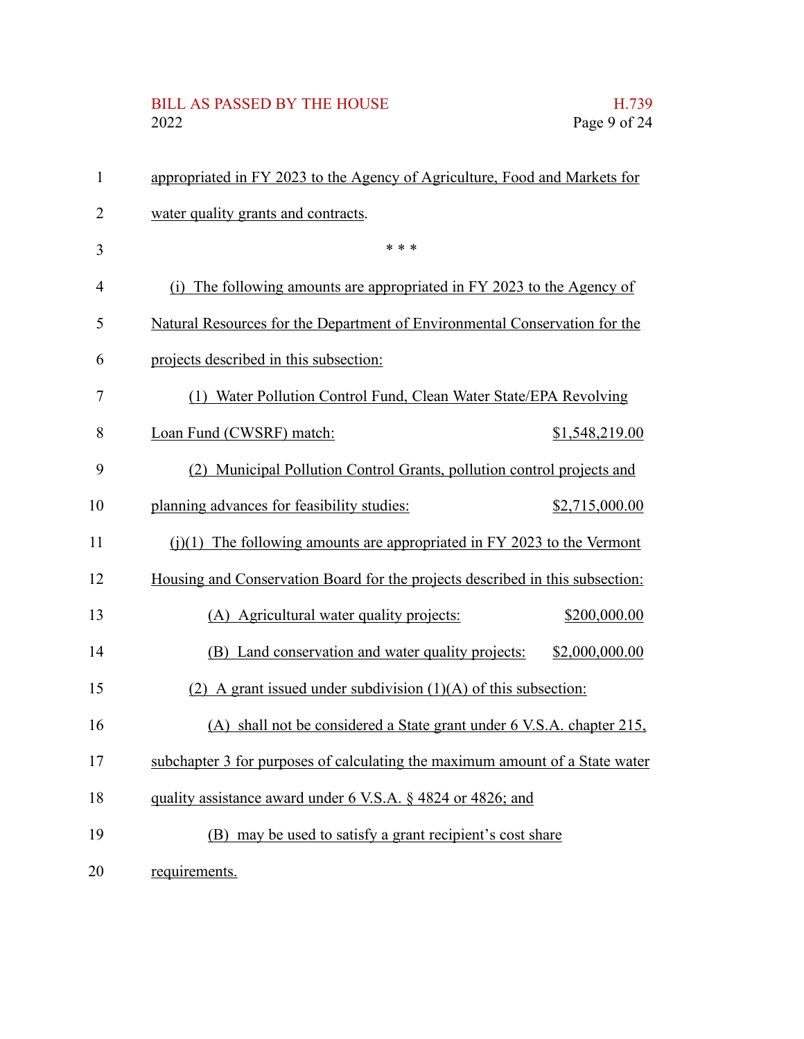appropriated in FY 2023 to the Agency of Agriculture, Food and Markets for water quality grants and contracts.

\* \* \*

(i) The following amounts are appropriated in FY 2023 to the Agency of Natural Resources for the Department of Environmental Conservation for the projects described in this subsection:

(1) Water Pollution Control Fund, Clean Water State/EPA Revolving Loan Fund (CWSRF) match: $1,548,219.00

(2) Municipal Pollution Control Grants, pollution control projects and planning advances for feasibility studies: $2,715,000.00

(j)(1) The following amounts are appropriated in FY 2023 to the Vermont Housing and Conservation Board for the projects described in this subsection:

(A) Agricultural water quality projects: $200,000.00

(B) Land conservation and water quality projects: $2,000,000.00

(2) A grant issued under subdivision (1)(A) of this subsection:

(A) shall not be considered a State grant under 6 V.S.A. chapter 215, subchapter 3 for purposes of calculating the maximum amount of a State water quality assistance award under 6 V.S.A. § 4824 or 4826; and

(B) may be used to satisfy a grant recipient's cost share requirements.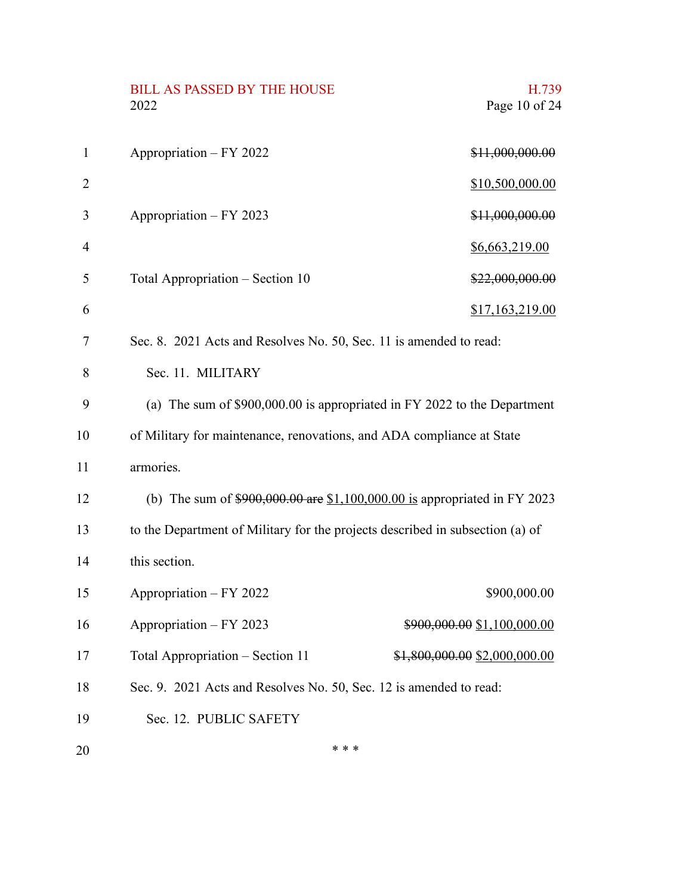| | |
|---|---|
| Appropriation – FY 2022 | ~~$11,000,000.00~~ |
| | <u>$10,500,000.00</u> |
| Appropriation – FY 2023 | ~~$11,000,000.00~~ |
| | <u>$6,663,219.00</u> |
| Total Appropriation – Section 10 | ~~$22,000,000.00~~ |
| | <u>$17,163,219.00</u> |

Sec. 8. 2021 Acts and Resolves No. 50, Sec. 11 is amended to read:

Sec. 11. MILITARY

(a) The sum of $900,000.00 is appropriated in FY 2022 to the Department of Military for maintenance, renovations, and ADA compliance at State armories.

(b) The sum of ~~$900,000.00 are~~ <u>$1,100,000.00 is</u> appropriated in FY 2023 to the Department of Military for the projects described in subsection (a) of this section.

| | |
|---|---|
| Appropriation – FY 2022 | $900,000.00 |
| Appropriation – FY 2023 | ~~$900,000.00~~ <u>$1,100,000.00</u> |
| Total Appropriation – Section 11 | ~~$1,800,000.00~~ <u>$2,000,000.00</u> |

Sec. 9. 2021 Acts and Resolves No. 50, Sec. 12 is amended to read:

Sec. 12. PUBLIC SAFETY

* * *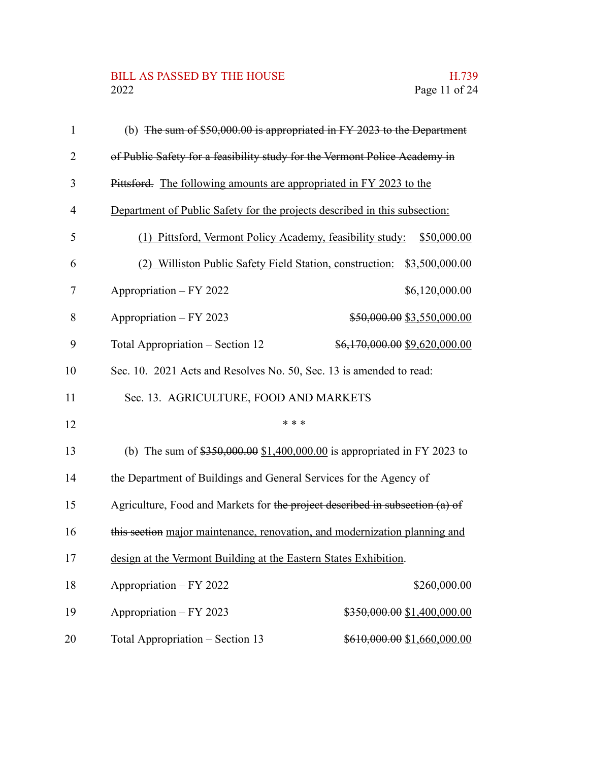(b) ~~The sum of $50,000.00 is appropriated in FY 2023 to the Department of Public Safety for a feasibility study for the Vermont Police Academy in Pittsford.~~ <u>The following amounts are appropriated in FY 2023 to the Department of Public Safety for the projects described in this subsection:</u>

<u>(1) Pittsford, Vermont Policy Academy, feasibility study: $50,000.00</u>

<u>(2) Williston Public Safety Field Station, construction: $3,500,000.00</u>

| | |
|---|---|
| Appropriation – FY 2022 | $6,120,000.00 |
| Appropriation – FY 2023 | ~~$50,000.00~~ <u>$3,550,000.00</u> |
| Total Appropriation – Section 12 | ~~$6,170,000.00~~ <u>$9,620,000.00</u> |

Sec. 10. 2021 Acts and Resolves No. 50, Sec. 13 is amended to read:

Sec. 13. AGRICULTURE, FOOD AND MARKETS

\* \* \*

(b) The sum of ~~$350,000.00~~ <u>$1,400,000.00</u> is appropriated in FY 2023 to the Department of Buildings and General Services for the Agency of Agriculture, Food and Markets for ~~the project described in subsection (a) of this section~~ <u>major maintenance, renovation, and modernization planning and design at the Vermont Building at the Eastern States Exhibition</u>.

| | |
|---|---|
| Appropriation – FY 2022 | $260,000.00 |
| Appropriation – FY 2023 | ~~$350,000.00~~ <u>$1,400,000.00</u> |
| Total Appropriation – Section 13 | ~~$610,000.00~~ <u>$1,660,000.00</u> |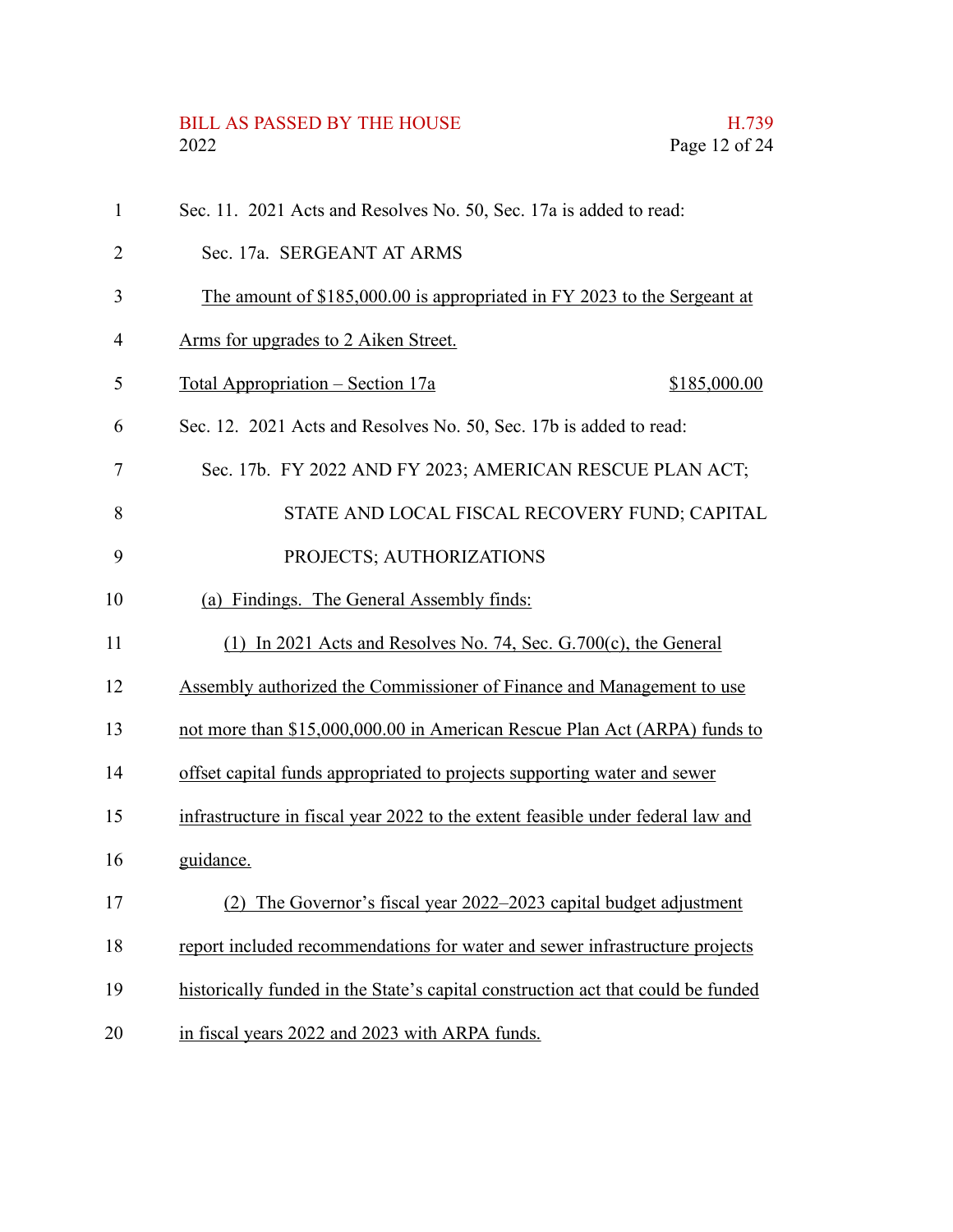Sec. 11. 2021 Acts and Resolves No. 50, Sec. 17a is added to read:

Sec. 17a. SERGEANT AT ARMS

The amount of $185,000.00 is appropriated in FY 2023 to the Sergeant at Arms for upgrades to 2 Aiken Street.

Total Appropriation – Section 17a $185,000.00

Sec. 12. 2021 Acts and Resolves No. 50, Sec. 17b is added to read:

Sec. 17b. FY 2022 AND FY 2023; AMERICAN RESCUE PLAN ACT; STATE AND LOCAL FISCAL RECOVERY FUND; CAPITAL PROJECTS; AUTHORIZATIONS

(a) Findings. The General Assembly finds:

(1) In 2021 Acts and Resolves No. 74, Sec. G.700(c), the General Assembly authorized the Commissioner of Finance and Management to use not more than $15,000,000.00 in American Rescue Plan Act (ARPA) funds to offset capital funds appropriated to projects supporting water and sewer infrastructure in fiscal year 2022 to the extent feasible under federal law and guidance.

(2) The Governor's fiscal year 2022–2023 capital budget adjustment report included recommendations for water and sewer infrastructure projects historically funded in the State's capital construction act that could be funded in fiscal years 2022 and 2023 with ARPA funds.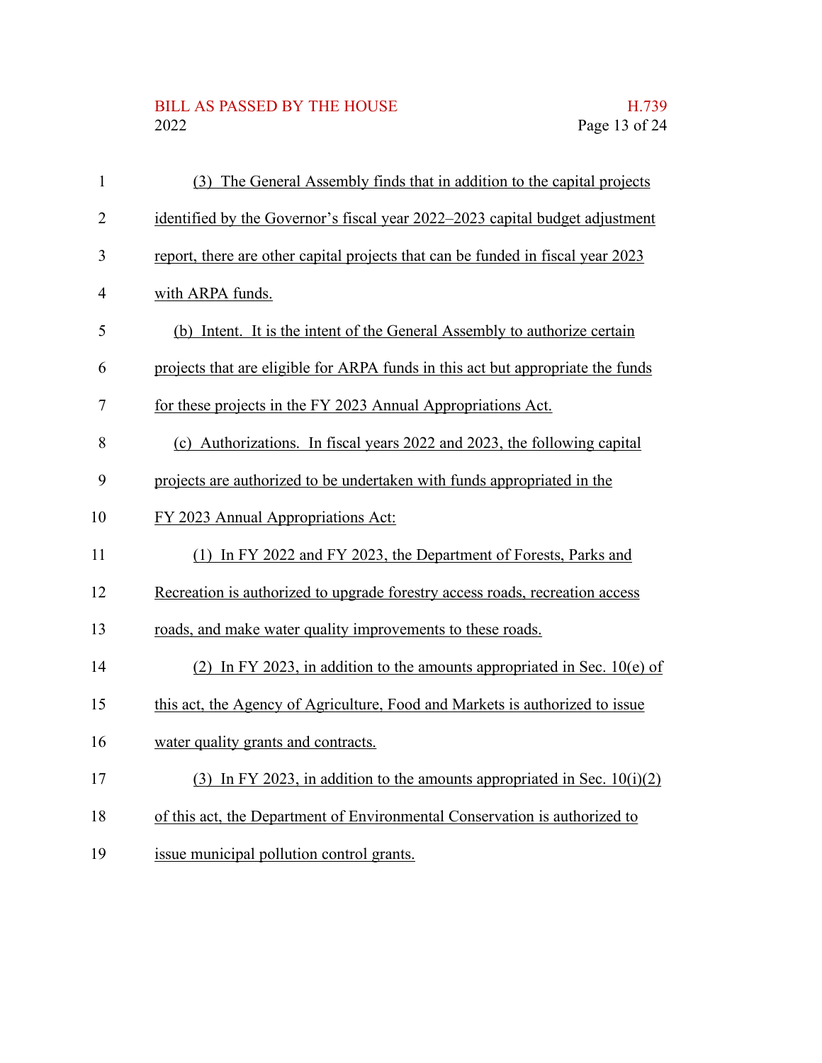(3) The General Assembly finds that in addition to the capital projects identified by the Governor's fiscal year 2022–2023 capital budget adjustment report, there are other capital projects that can be funded in fiscal year 2023 with ARPA funds.

(b) Intent. It is the intent of the General Assembly to authorize certain projects that are eligible for ARPA funds in this act but appropriate the funds for these projects in the FY 2023 Annual Appropriations Act.

(c) Authorizations. In fiscal years 2022 and 2023, the following capital projects are authorized to be undertaken with funds appropriated in the FY 2023 Annual Appropriations Act:

(1) In FY 2022 and FY 2023, the Department of Forests, Parks and Recreation is authorized to upgrade forestry access roads, recreation access roads, and make water quality improvements to these roads.

(2) In FY 2023, in addition to the amounts appropriated in Sec. 10(e) of this act, the Agency of Agriculture, Food and Markets is authorized to issue water quality grants and contracts.

(3) In FY 2023, in addition to the amounts appropriated in Sec. 10(i)(2) of this act, the Department of Environmental Conservation is authorized to issue municipal pollution control grants.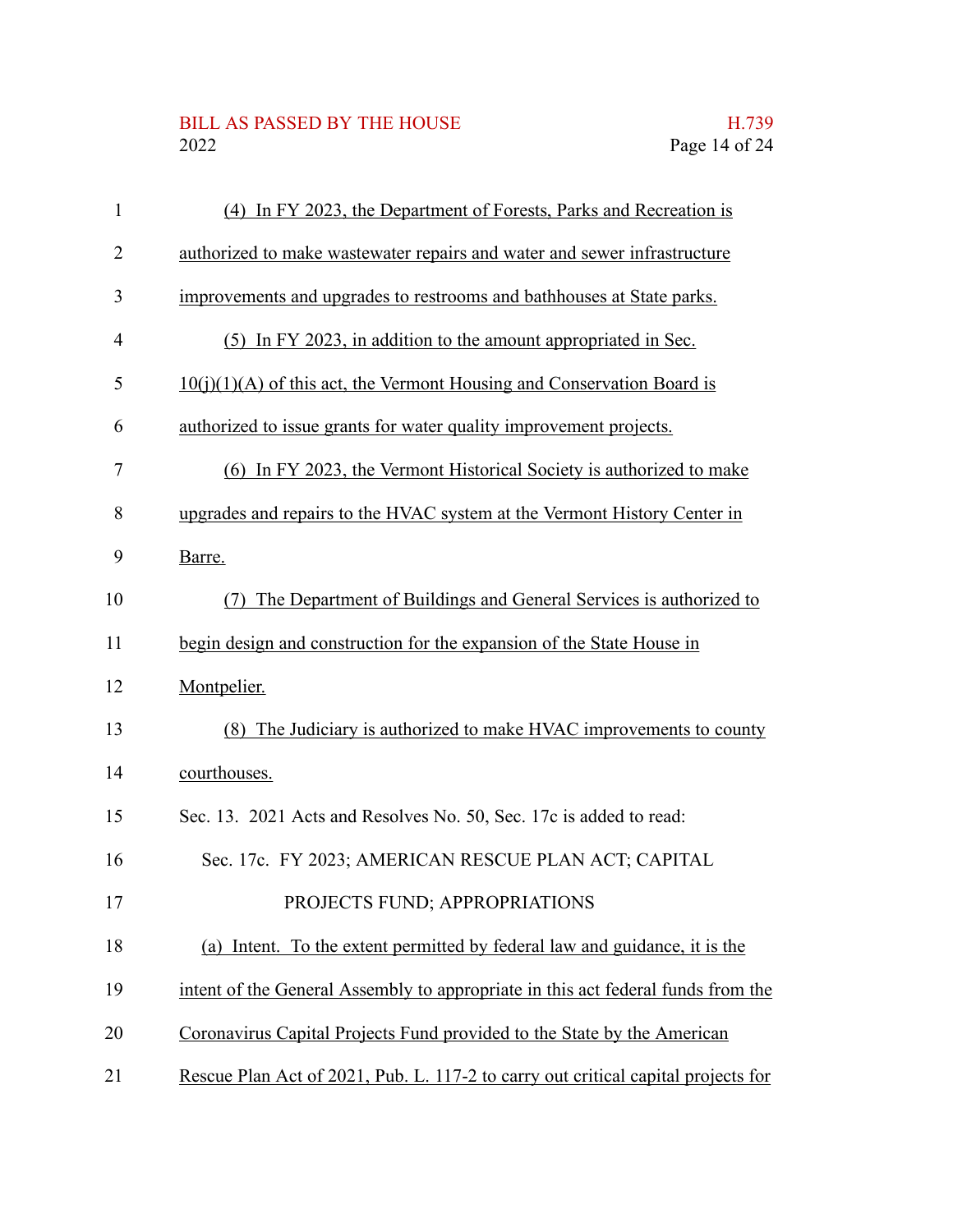(4) In FY 2023, the Department of Forests, Parks and Recreation is authorized to make wastewater repairs and water and sewer infrastructure improvements and upgrades to restrooms and bathhouses at State parks.

(5) In FY 2023, in addition to the amount appropriated in Sec. 10(j)(1)(A) of this act, the Vermont Housing and Conservation Board is authorized to issue grants for water quality improvement projects.

(6) In FY 2023, the Vermont Historical Society is authorized to make upgrades and repairs to the HVAC system at the Vermont History Center in Barre.

(7) The Department of Buildings and General Services is authorized to begin design and construction for the expansion of the State House in Montpelier.

(8) The Judiciary is authorized to make HVAC improvements to county courthouses.

Sec. 13. 2021 Acts and Resolves No. 50, Sec. 17c is added to read:

Sec. 17c. FY 2023; AMERICAN RESCUE PLAN ACT; CAPITAL PROJECTS FUND; APPROPRIATIONS

(a) Intent. To the extent permitted by federal law and guidance, it is the intent of the General Assembly to appropriate in this act federal funds from the Coronavirus Capital Projects Fund provided to the State by the American Rescue Plan Act of 2021, Pub. L. 117-2 to carry out critical capital projects for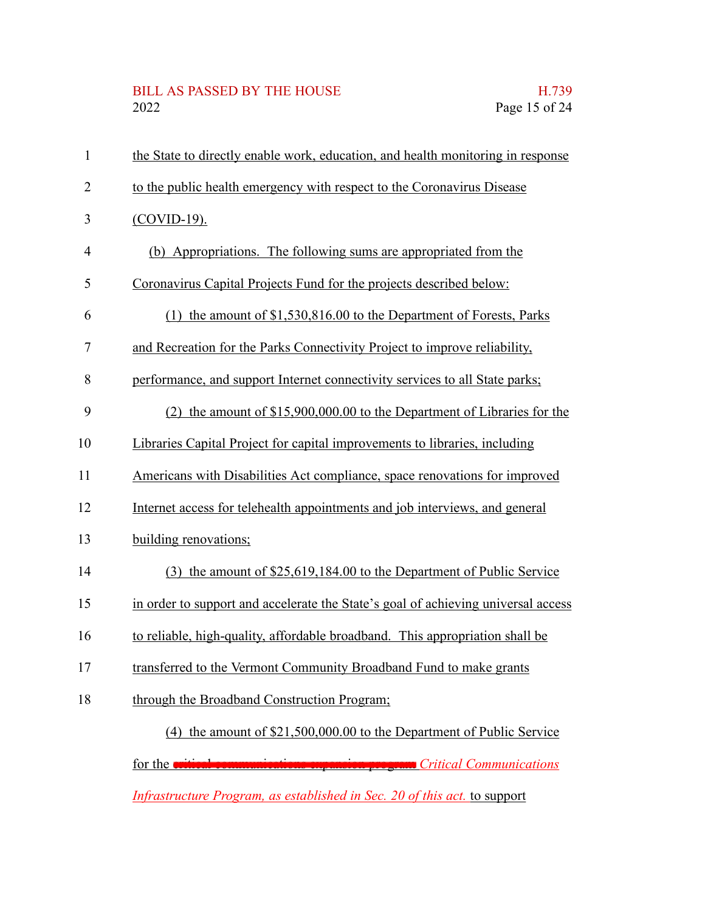the State to directly enable work, education, and health monitoring in response to the public health emergency with respect to the Coronavirus Disease (COVID-19).

(b) Appropriations. The following sums are appropriated from the Coronavirus Capital Projects Fund for the projects described below:

(1) the amount of $1,530,816.00 to the Department of Forests, Parks and Recreation for the Parks Connectivity Project to improve reliability, performance, and support Internet connectivity services to all State parks;

(2) the amount of $15,900,000.00 to the Department of Libraries for the Libraries Capital Project for capital improvements to libraries, including Americans with Disabilities Act compliance, space renovations for improved Internet access for telehealth appointments and job interviews, and general building renovations;

(3) the amount of $25,619,184.00 to the Department of Public Service in order to support and accelerate the State's goal of achieving universal access to reliable, high-quality, affordable broadband. This appropriation shall be transferred to the Vermont Community Broadband Fund to make grants through the Broadband Construction Program;

(4) the amount of $21,500,000.00 to the Department of Public Service for the ~~critical communications expansion program~~ *Critical Communications Infrastructure Program, as established in Sec. 20 of this act.* to support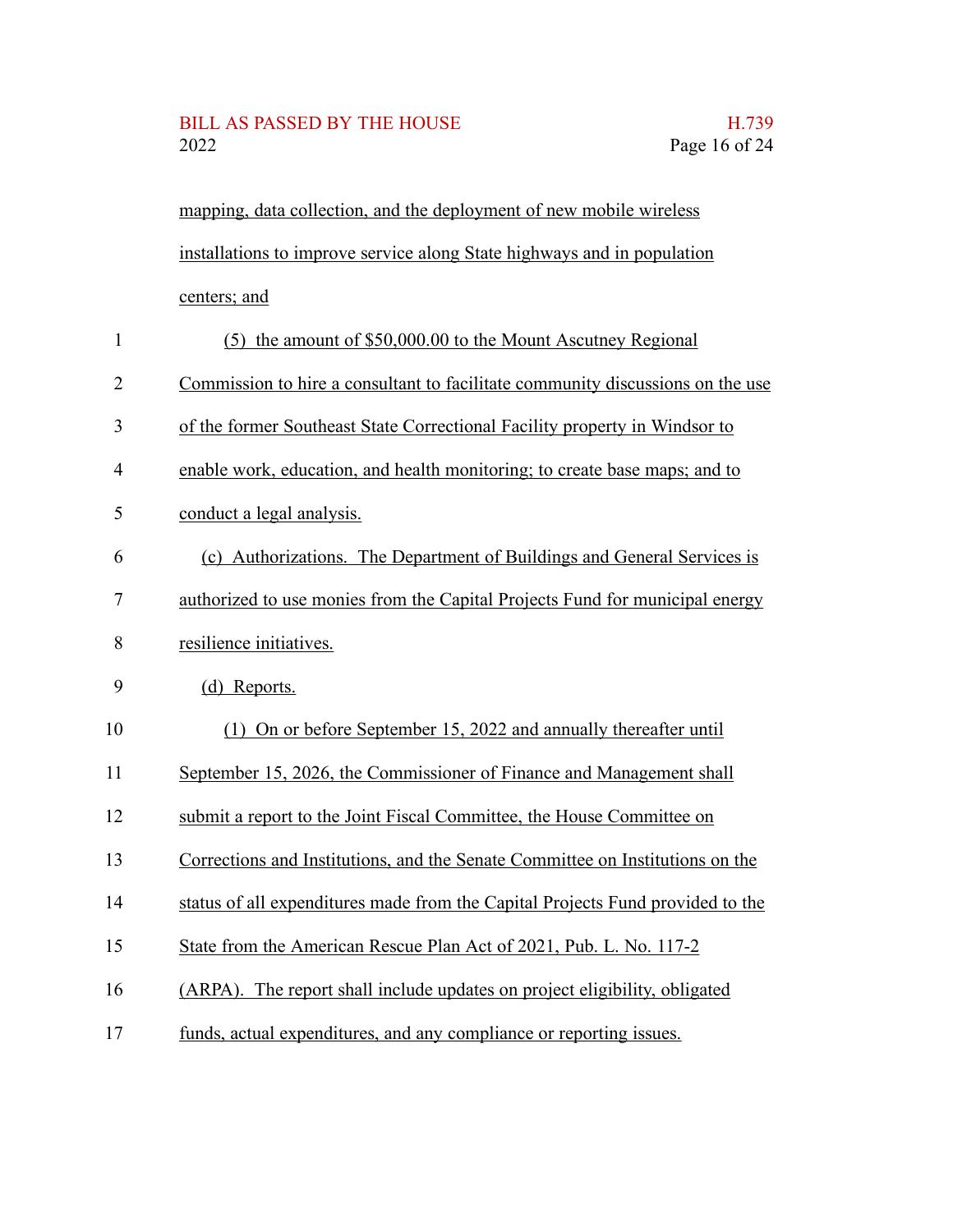mapping, data collection, and the deployment of new mobile wireless installations to improve service along State highways and in population centers; and

(5) the amount of $50,000.00 to the Mount Ascutney Regional Commission to hire a consultant to facilitate community discussions on the use of the former Southeast State Correctional Facility property in Windsor to enable work, education, and health monitoring; to create base maps; and to conduct a legal analysis.

(c) Authorizations. The Department of Buildings and General Services is authorized to use monies from the Capital Projects Fund for municipal energy resilience initiatives.

(d) Reports.

(1) On or before September 15, 2022 and annually thereafter until September 15, 2026, the Commissioner of Finance and Management shall submit a report to the Joint Fiscal Committee, the House Committee on Corrections and Institutions, and the Senate Committee on Institutions on the status of all expenditures made from the Capital Projects Fund provided to the State from the American Rescue Plan Act of 2021, Pub. L. No. 117-2 (ARPA). The report shall include updates on project eligibility, obligated funds, actual expenditures, and any compliance or reporting issues.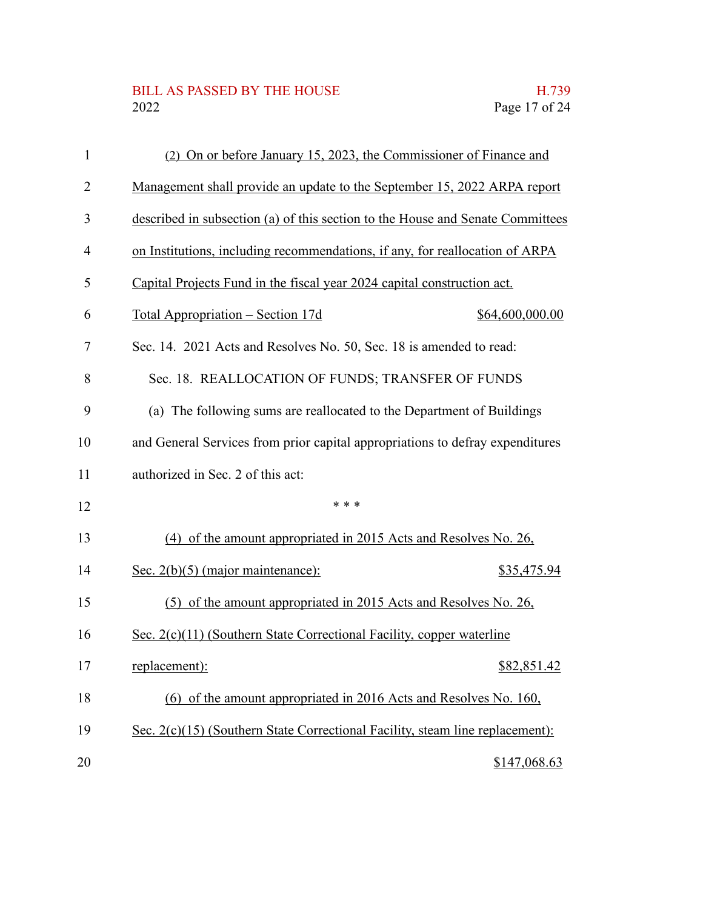(2) On or before January 15, 2023, the Commissioner of Finance and Management shall provide an update to the September 15, 2022 ARPA report described in subsection (a) of this section to the House and Senate Committees on Institutions, including recommendations, if any, for reallocation of ARPA Capital Projects Fund in the fiscal year 2024 capital construction act.

Total Appropriation – Section 17d $64,600,000.00

Sec. 14. 2021 Acts and Resolves No. 50, Sec. 18 is amended to read:

Sec. 18. REALLOCATION OF FUNDS; TRANSFER OF FUNDS

(a) The following sums are reallocated to the Department of Buildings and General Services from prior capital appropriations to defray expenditures authorized in Sec. 2 of this act:

\* \* \*

(4) of the amount appropriated in 2015 Acts and Resolves No. 26, Sec. 2(b)(5) (major maintenance): $35,475.94

(5) of the amount appropriated in 2015 Acts and Resolves No. 26, Sec. 2(c)(11) (Southern State Correctional Facility, copper waterline replacement): $82,851.42

(6) of the amount appropriated in 2016 Acts and Resolves No. 160, Sec. 2(c)(15) (Southern State Correctional Facility, steam line replacement): $147,068.63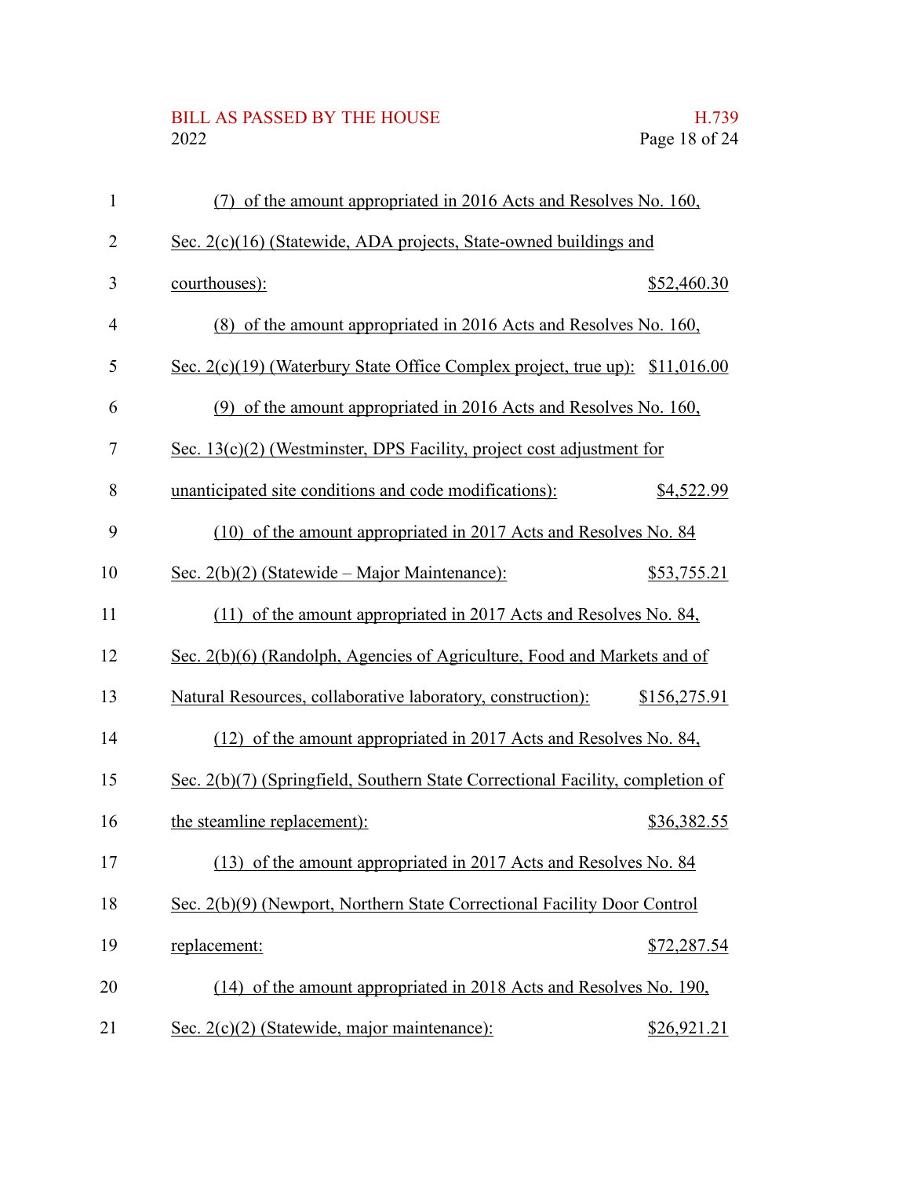(7) of the amount appropriated in 2016 Acts and Resolves No. 160, Sec. 2(c)(16) (Statewide, ADA projects, State-owned buildings and courthouses): $52,460.30

(8) of the amount appropriated in 2016 Acts and Resolves No. 160, Sec. 2(c)(19) (Waterbury State Office Complex project, true up): $11,016.00

(9) of the amount appropriated in 2016 Acts and Resolves No. 160, Sec. 13(c)(2) (Westminster, DPS Facility, project cost adjustment for unanticipated site conditions and code modifications): $4,522.99

(10) of the amount appropriated in 2017 Acts and Resolves No. 84 Sec. 2(b)(2) (Statewide – Major Maintenance): $53,755.21

(11) of the amount appropriated in 2017 Acts and Resolves No. 84, Sec. 2(b)(6) (Randolph, Agencies of Agriculture, Food and Markets and of Natural Resources, collaborative laboratory, construction): $156,275.91

(12) of the amount appropriated in 2017 Acts and Resolves No. 84, Sec. 2(b)(7) (Springfield, Southern State Correctional Facility, completion of the steamline replacement): $36,382.55

(13) of the amount appropriated in 2017 Acts and Resolves No. 84 Sec. 2(b)(9) (Newport, Northern State Correctional Facility Door Control replacement: $72,287.54

(14) of the amount appropriated in 2018 Acts and Resolves No. 190, Sec. 2(c)(2) (Statewide, major maintenance): $26,921.21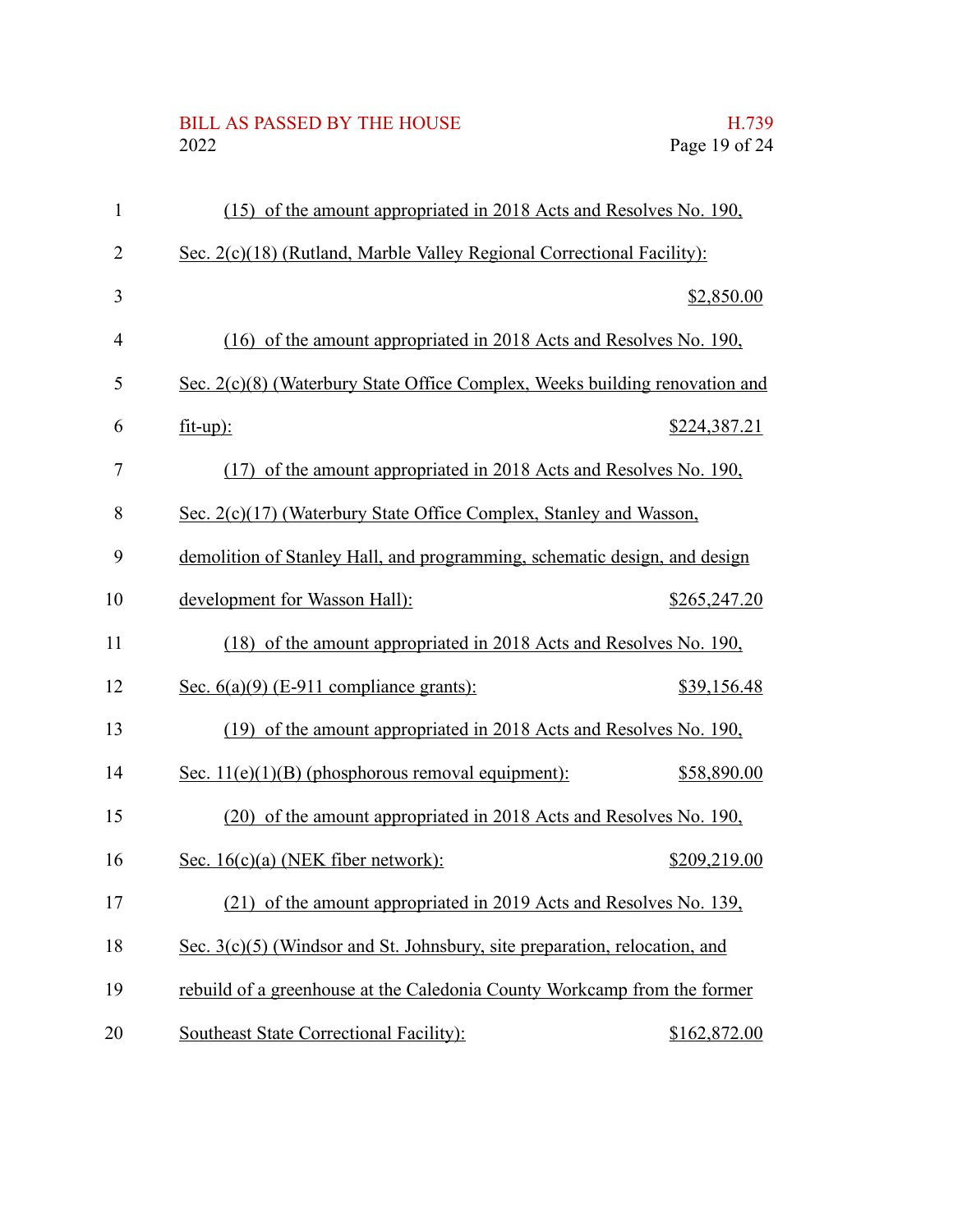(15) of the amount appropriated in 2018 Acts and Resolves No. 190, Sec. 2(c)(18) (Rutland, Marble Valley Regional Correctional Facility): $2,850.00

(16) of the amount appropriated in 2018 Acts and Resolves No. 190, Sec. 2(c)(8) (Waterbury State Office Complex, Weeks building renovation and fit-up): $224,387.21

(17) of the amount appropriated in 2018 Acts and Resolves No. 190, Sec. 2(c)(17) (Waterbury State Office Complex, Stanley and Wasson, demolition of Stanley Hall, and programming, schematic design, and design development for Wasson Hall): $265,247.20

(18) of the amount appropriated in 2018 Acts and Resolves No. 190, Sec. 6(a)(9) (E-911 compliance grants): $39,156.48

(19) of the amount appropriated in 2018 Acts and Resolves No. 190, Sec. 11(e)(1)(B) (phosphorous removal equipment): $58,890.00

(20) of the amount appropriated in 2018 Acts and Resolves No. 190, Sec. 16(c)(a) (NEK fiber network): $209,219.00

(21) of the amount appropriated in 2019 Acts and Resolves No. 139, Sec. 3(c)(5) (Windsor and St. Johnsbury, site preparation, relocation, and rebuild of a greenhouse at the Caledonia County Workcamp from the former Southeast State Correctional Facility): $162,872.00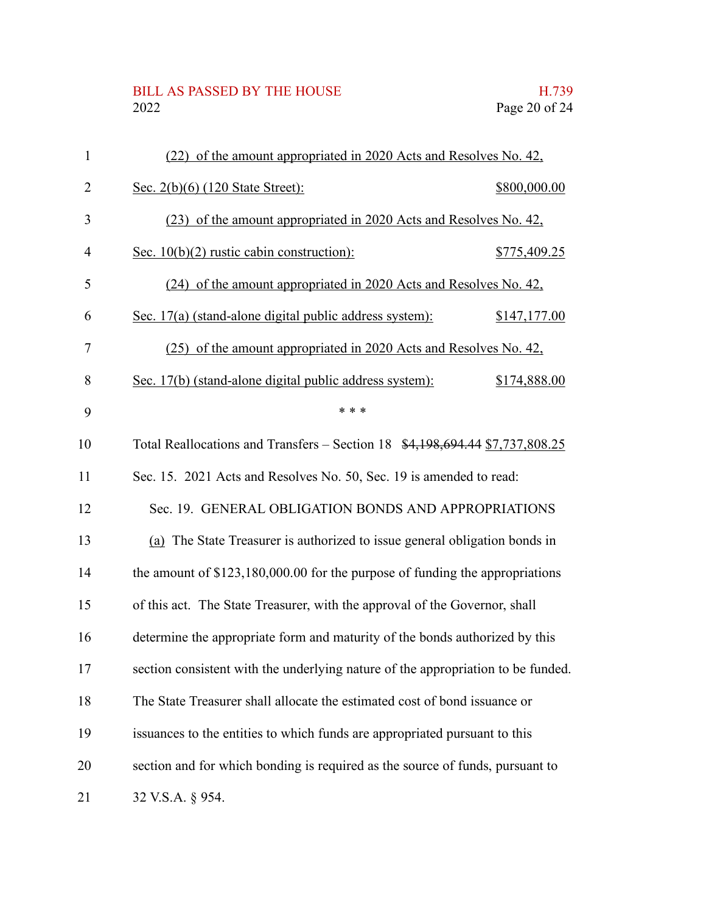(22) of the amount appropriated in 2020 Acts and Resolves No. 42, Sec. 2(b)(6) (120 State Street): $800,000.00

(23) of the amount appropriated in 2020 Acts and Resolves No. 42, Sec. 10(b)(2) rustic cabin construction): $775,409.25

(24) of the amount appropriated in 2020 Acts and Resolves No. 42, Sec. 17(a) (stand-alone digital public address system): $147,177.00

(25) of the amount appropriated in 2020 Acts and Resolves No. 42, Sec. 17(b) (stand-alone digital public address system): $174,888.00

\* \* \*

Total Reallocations and Transfers – Section 18 ~~$4,198,694.44~~ $7,737,808.25

Sec. 15. 2021 Acts and Resolves No. 50, Sec. 19 is amended to read:

Sec. 19. GENERAL OBLIGATION BONDS AND APPROPRIATIONS

(a) The State Treasurer is authorized to issue general obligation bonds in the amount of $123,180,000.00 for the purpose of funding the appropriations of this act. The State Treasurer, with the approval of the Governor, shall determine the appropriate form and maturity of the bonds authorized by this section consistent with the underlying nature of the appropriation to be funded. The State Treasurer shall allocate the estimated cost of bond issuance or issuances to the entities to which funds are appropriated pursuant to this section and for which bonding is required as the source of funds, pursuant to 32 V.S.A. § 954.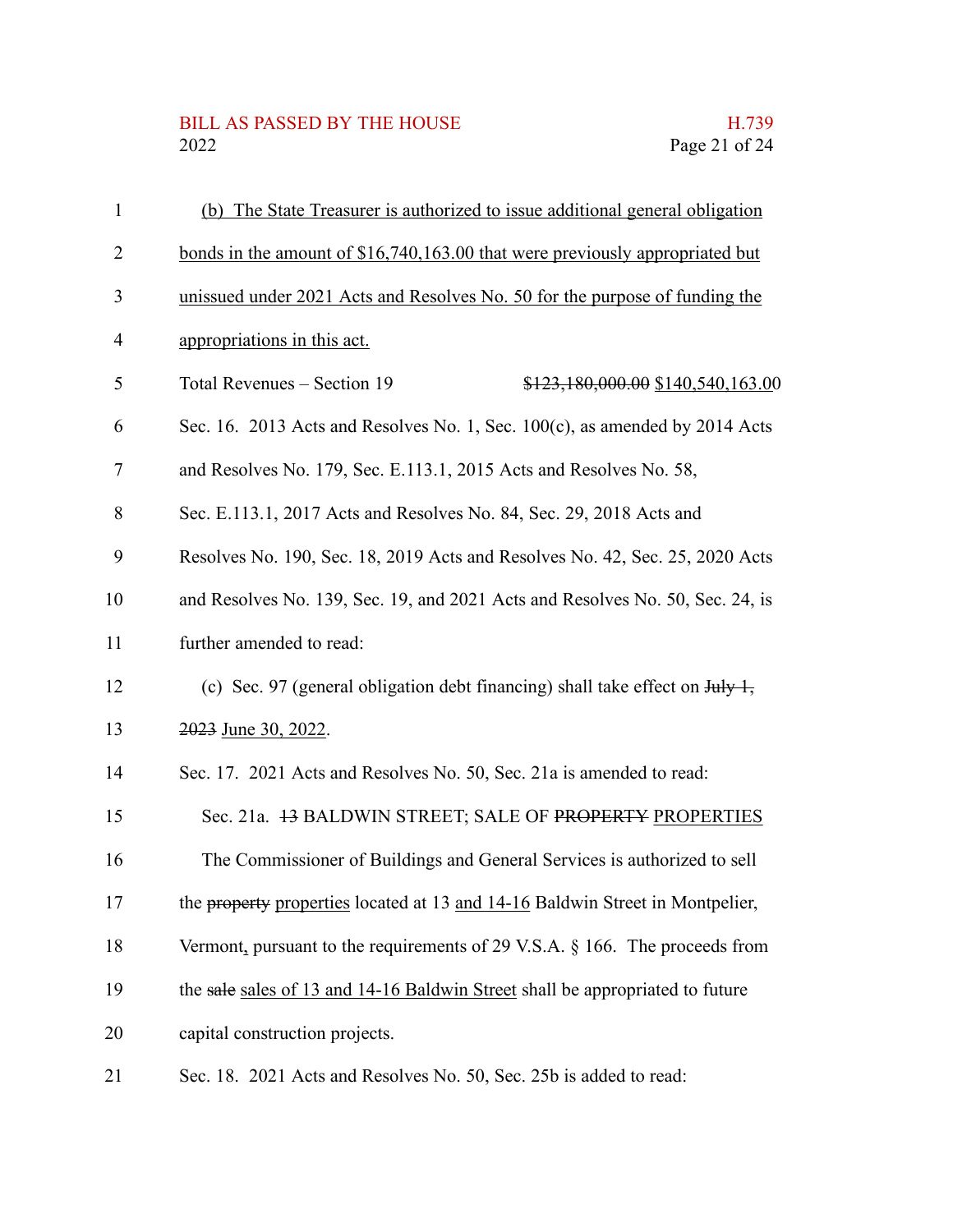(b) The State Treasurer is authorized to issue additional general obligation bonds in the amount of $16,740,163.00 that were previously appropriated but unissued under 2021 Acts and Resolves No. 50 for the purpose of funding the appropriations in this act.

Total Revenues – Section 19 ~~$123,180,000.00~~ $140,540,163.00

Sec. 16. 2013 Acts and Resolves No. 1, Sec. 100(c), as amended by 2014 Acts and Resolves No. 179, Sec. E.113.1, 2015 Acts and Resolves No. 58, Sec. E.113.1, 2017 Acts and Resolves No. 84, Sec. 29, 2018 Acts and Resolves No. 190, Sec. 18, 2019 Acts and Resolves No. 42, Sec. 25, 2020 Acts and Resolves No. 139, Sec. 19, and 2021 Acts and Resolves No. 50, Sec. 24, is further amended to read:

(c) Sec. 97 (general obligation debt financing) shall take effect on ~~July 1, 2023~~ June 30, 2022.

Sec. 17. 2021 Acts and Resolves No. 50, Sec. 21a is amended to read:

Sec. 21a. ~~13~~ BALDWIN STREET; SALE OF ~~PROPERTY~~ PROPERTIES

The Commissioner of Buildings and General Services is authorized to sell the ~~property~~ properties located at 13 and 14-16 Baldwin Street in Montpelier, Vermont, pursuant to the requirements of 29 V.S.A. § 166. The proceeds from the ~~sale~~ sales of 13 and 14-16 Baldwin Street shall be appropriated to future capital construction projects.

Sec. 18. 2021 Acts and Resolves No. 50, Sec. 25b is added to read: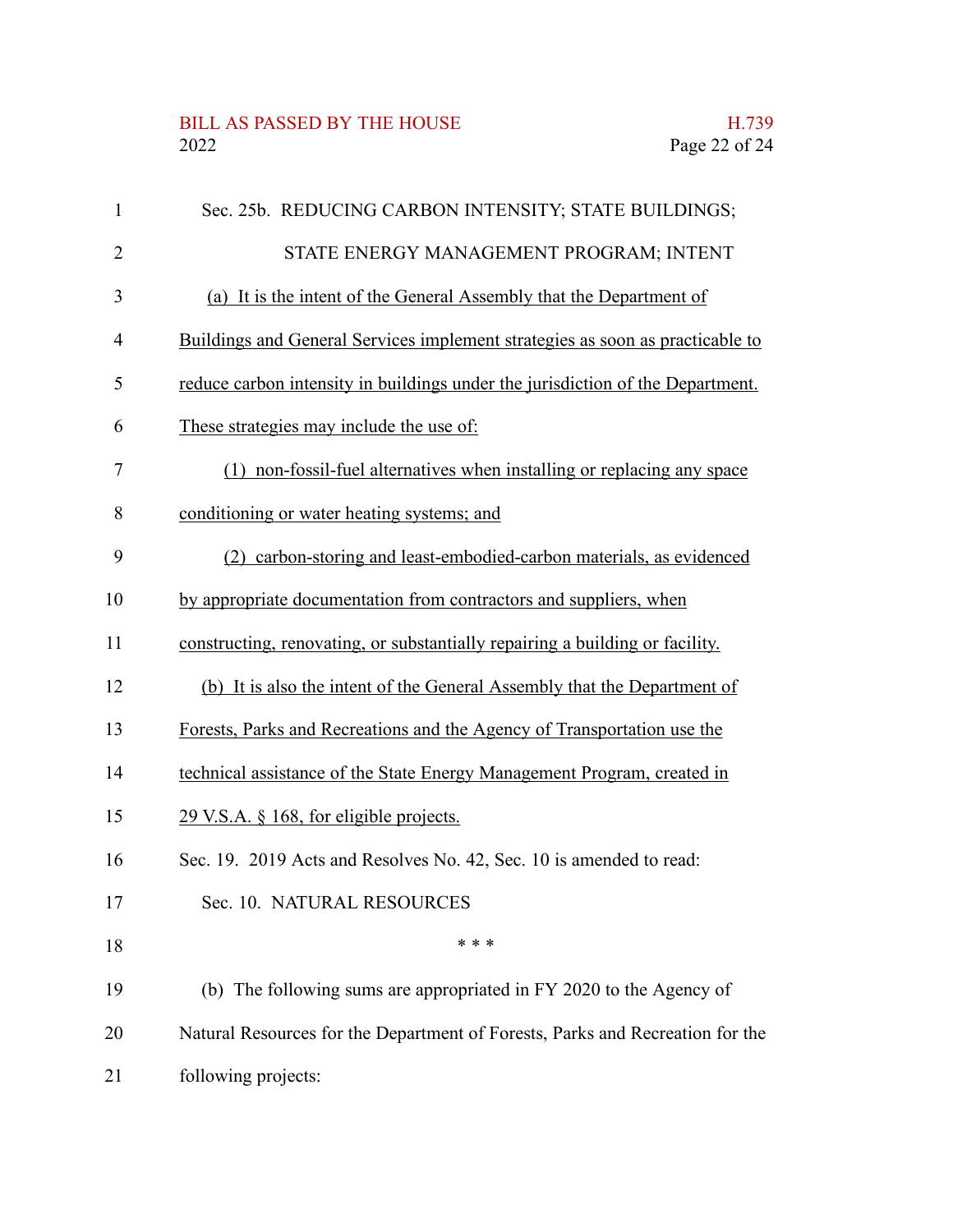Sec. 25b. REDUCING CARBON INTENSITY; STATE BUILDINGS; STATE ENERGY MANAGEMENT PROGRAM; INTENT

(a) It is the intent of the General Assembly that the Department of Buildings and General Services implement strategies as soon as practicable to reduce carbon intensity in buildings under the jurisdiction of the Department. These strategies may include the use of:

(1) non-fossil-fuel alternatives when installing or replacing any space conditioning or water heating systems; and

(2) carbon-storing and least-embodied-carbon materials, as evidenced by appropriate documentation from contractors and suppliers, when constructing, renovating, or substantially repairing a building or facility.

(b) It is also the intent of the General Assembly that the Department of Forests, Parks and Recreations and the Agency of Transportation use the technical assistance of the State Energy Management Program, created in 29 V.S.A. § 168, for eligible projects.

Sec. 19. 2019 Acts and Resolves No. 42, Sec. 10 is amended to read:

Sec. 10. NATURAL RESOURCES

\* \* \*

(b) The following sums are appropriated in FY 2020 to the Agency of Natural Resources for the Department of Forests, Parks and Recreation for the following projects: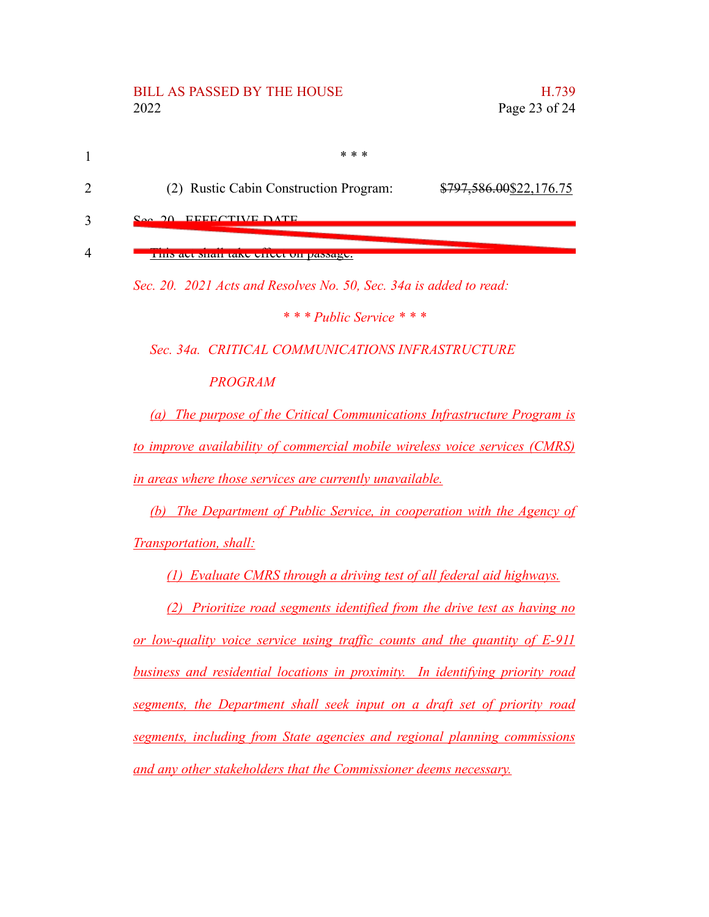* * *

(2) Rustic Cabin Construction Program: ~~$797,586.00~~<u>$22,176.75</u>

~~Sec. 20. EFFECTIVE DATE~~

~~This act shall take effect on passage.~~

*Sec. 20. 2021 Acts and Resolves No. 50, Sec. 34a is added to read:*

*\* \* \* Public Service \* \* \**

*Sec. 34a. CRITICAL COMMUNICATIONS INFRASTRUCTURE PROGRAM*

*<u>(a) The purpose of the Critical Communications Infrastructure Program is to improve availability of commercial mobile wireless voice services (CMRS) in areas where those services are currently unavailable.</u>*

*<u>(b) The Department of Public Service, in cooperation with the Agency of Transportation, shall:</u>*

*<u>(1) Evaluate CMRS through a driving test of all federal aid highways.</u>*

*<u>(2) Prioritize road segments identified from the drive test as having no or low-quality voice service using traffic counts and the quantity of E-911 business and residential locations in proximity. In identifying priority road segments, the Department shall seek input on a draft set of priority road segments, including from State agencies and regional planning commissions and any other stakeholders that the Commissioner deems necessary.</u>*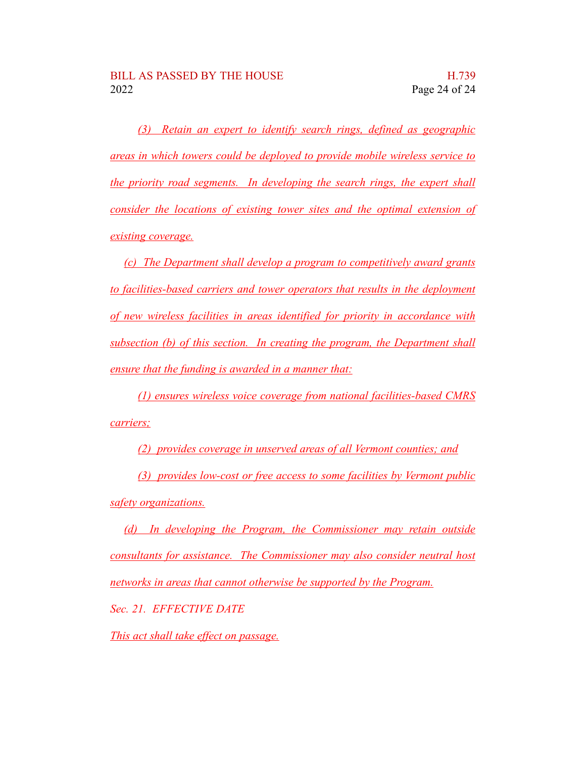*(3) Retain an expert to identify search rings, defined as geographic areas in which towers could be deployed to provide mobile wireless service to the priority road segments. In developing the search rings, the expert shall consider the locations of existing tower sites and the optimal extension of existing coverage.*

*(c) The Department shall develop a program to competitively award grants to facilities-based carriers and tower operators that results in the deployment of new wireless facilities in areas identified for priority in accordance with subsection (b) of this section. In creating the program, the Department shall ensure that the funding is awarded in a manner that:*

*(1) ensures wireless voice coverage from national facilities-based CMRS carriers;*

*(2) provides coverage in unserved areas of all Vermont counties; and*

*(3) provides low-cost or free access to some facilities by Vermont public safety organizations.*

*(d) In developing the Program, the Commissioner may retain outside consultants for assistance. The Commissioner may also consider neutral host networks in areas that cannot otherwise be supported by the Program.*

*Sec. 21. EFFECTIVE DATE*

*This act shall take effect on passage.*